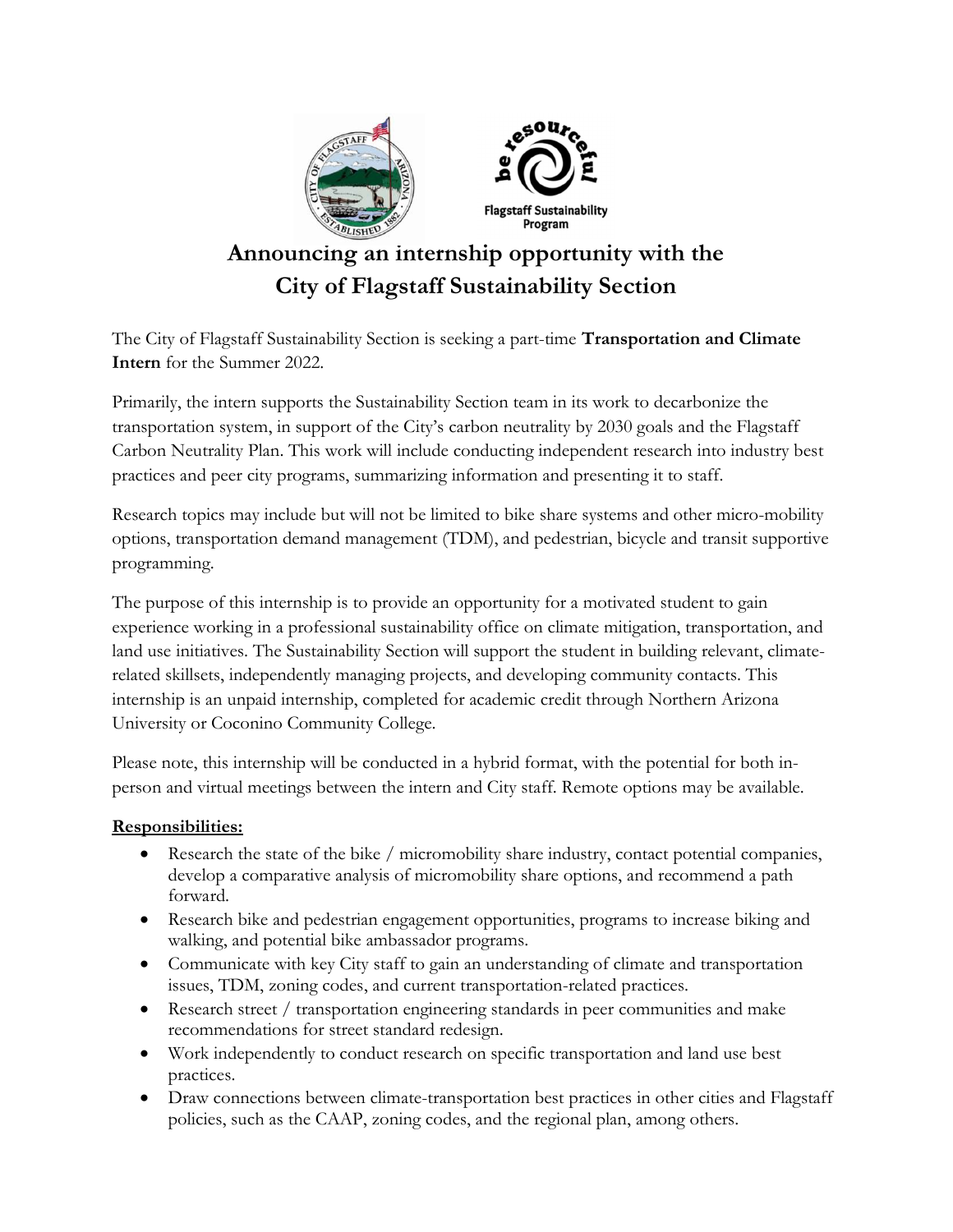# Announcing an internship opportunity with the City of Flagstaff Sustainability Section

The City of Flagstaff Sustainability Section is seeking a part-time **Transportation and Climate Intern** for the Summer 2022.

Primarily, the intern supports the Sustainability Section team in its work to decarbonize the transportation system, in support of the City's carbon neutrality by 2030 goals and the Flagstaff Carbon Neutrality Plan. This work will include conducting independent research into industry best practices and peer city programs, summarizing information and presenting it to staff.

Research topics may include but will not be limited to bike share systems and other micro-mobility options, transportation demand management (TDM), and pedestrian, bicycle and transit supportive programming.

The purpose of this internship is to provide an opportunity for a motivated student to gain experience working in a professional sustainability office on climate mitigation, transportation, and land use initiatives. The Sustainability Section will support the student in building relevant, climate-related skillsets, independently managing projects, and developing community contacts. This internship is an unpaid internship, completed for academic credit through Northern Arizona University or Coconino Community College.

Please note, this internship will be conducted in a hybrid format, with the potential for both in-person and virtual meetings between the intern and City staff. Remote options may be available.

**Responsibilities:**

- Research the state of the bike / micromobility share industry, contact potential companies, develop a comparative analysis of micromobility share options, and recommend a path forward.
- Research bike and pedestrian engagement opportunities, programs to increase biking and walking, and potential bike ambassador programs.
- Communicate with key City staff to gain an understanding of climate and transportation issues, TDM, zoning codes, and current transportation-related practices.
- Research street / transportation engineering standards in peer communities and make recommendations for street standard redesign.
- Work independently to conduct research on specific transportation and land use best practices.
- Draw connections between climate-transportation best practices in other cities and Flagstaff policies, such as the CAAP, zoning codes, and the regional plan, among others.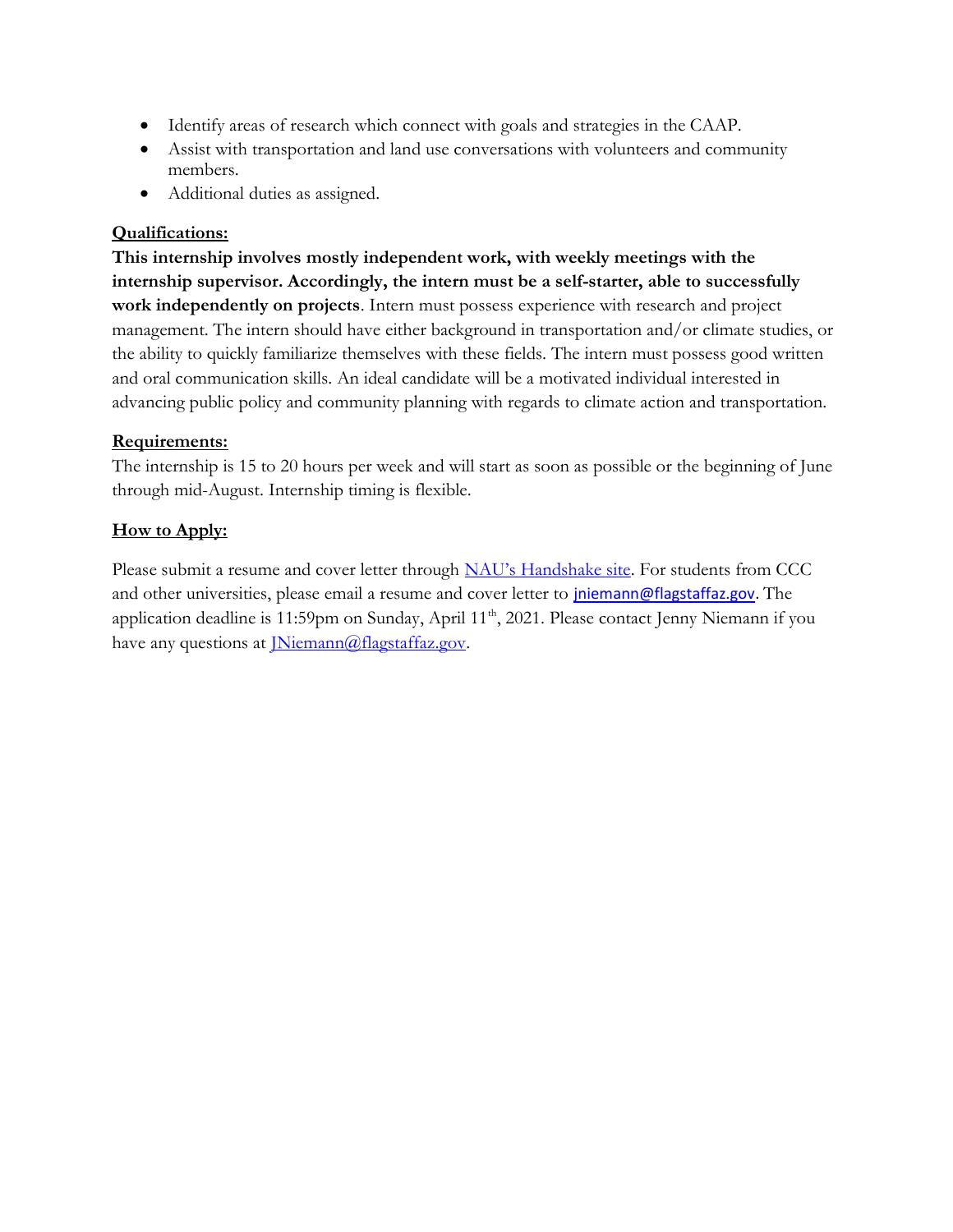- Identify areas of research which connect with goals and strategies in the CAAP.
- Assist with transportation and land use conversations with volunteers and community members.
- Additional duties as assigned.

**Qualifications:**

**This internship involves mostly independent work, with weekly meetings with the internship supervisor. Accordingly, the intern must be a self-starter, able to successfully work independently on projects**. Intern must possess experience with research and project management. The intern should have either background in transportation and/or climate studies, or the ability to quickly familiarize themselves with these fields. The intern must possess good written and oral communication skills. An ideal candidate will be a motivated individual interested in advancing public policy and community planning with regards to climate action and transportation.

**Requirements:**

The internship is 15 to 20 hours per week and will start as soon as possible or the beginning of June through mid-August. Internship timing is flexible.

**How to Apply:**

Please submit a resume and cover letter through NAU's Handshake site. For students from CCC and other universities, please email a resume and cover letter to jniemann@flagstaffaz.gov. The application deadline is 11:59pm on Sunday, April 11th, 2021. Please contact Jenny Niemann if you have any questions at JNiemann@flagstaffaz.gov.